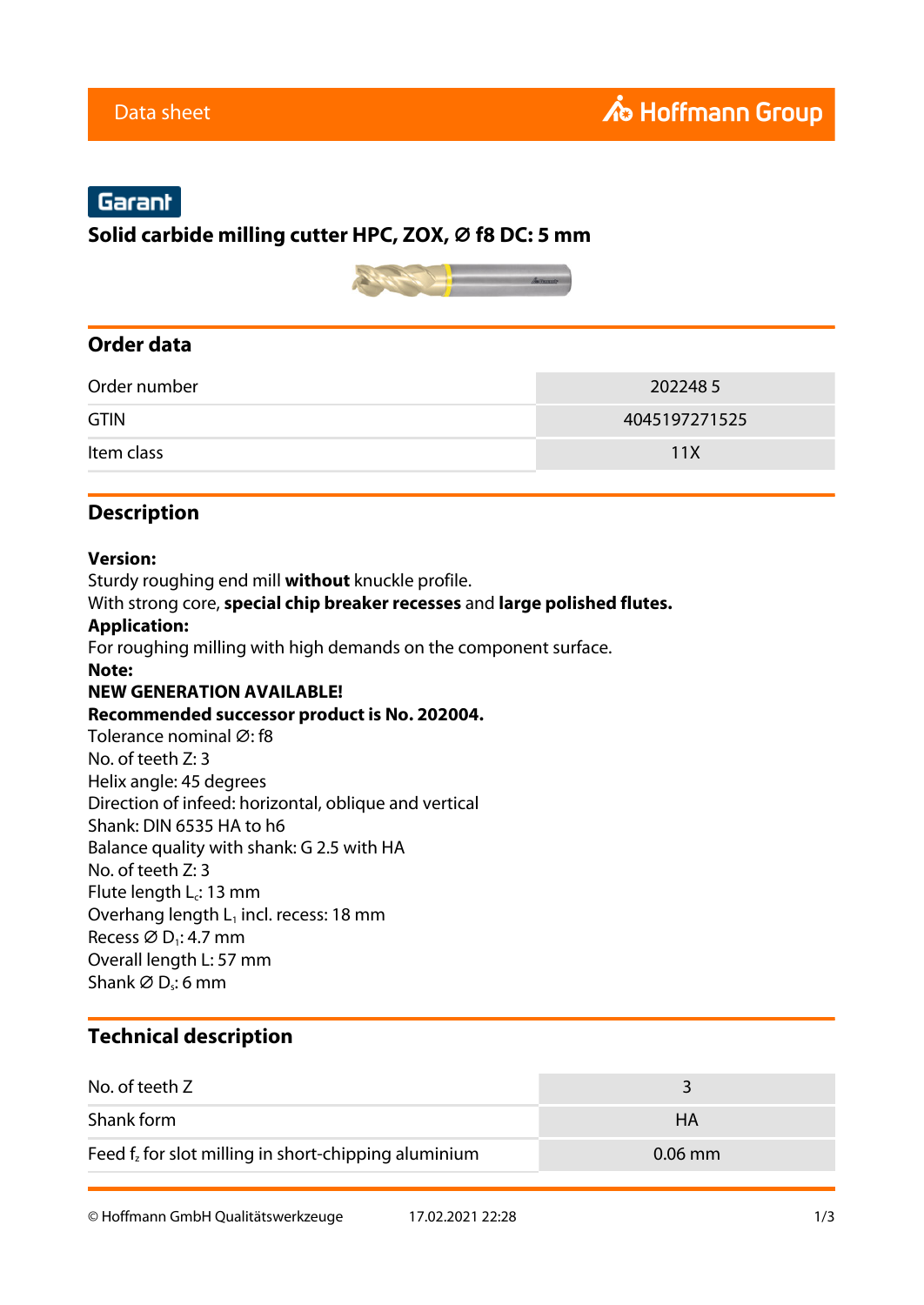Data sheet

Garant

## Solid carbide milling cutter HPC, ZOX, Ø f8 DC: 5 mm

## Order data

| | |
|---|---|
| Order number | 202248 5 |
| GTIN | 4045197271525 |
| Item class | 11X |

## Description

**Version:**
Sturdy roughing end mill **without** knuckle profile.
With strong core, **special chip breaker recesses** and **large polished flutes.**
**Application:**
For roughing milling with high demands on the component surface.
**Note:**
**NEW GENERATION AVAILABLE!**
**Recommended successor product is No. 202004.**
Tolerance nominal Ø: f8
No. of teeth Z: 3
Helix angle: 45 degrees
Direction of infeed: horizontal, oblique and vertical
Shank: DIN 6535 HA to h6
Balance quality with shank: G 2.5 with HA
No. of teeth Z: 3
Flute length $L_c$: 13 mm
Overhang length $L_1$ incl. recess: 18 mm
Recess Ø $D_1$: 4.7 mm
Overall length L: 57 mm
Shank Ø $D_s$: 6 mm

## Technical description

| | |
|---|---|
| No. of teeth Z | 3 |
| Shank form | HA |
| Feed $f_z$ for slot milling in short-chipping aluminium | 0.06 mm |

© Hoffmann GmbH Qualitätswerkzeuge 17.02.2021 22:28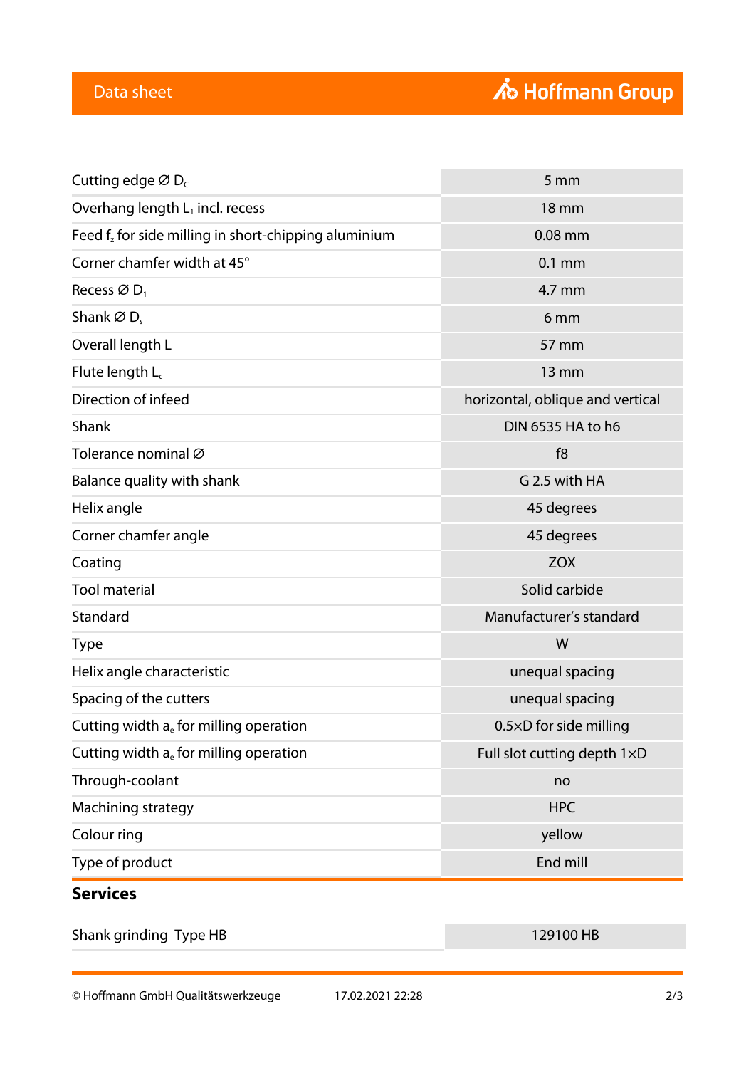| | |
|---|---|
| Cutting edge Ø $D_c$ | 5 mm |
| Overhang length $L_1$ incl. recess | 18 mm |
| Feed $f_z$ for side milling in short-chipping aluminium | 0.08 mm |
| Corner chamfer width at 45° | 0.1 mm |
| Recess Ø $D_1$ | 4.7 mm |
| Shank Ø $D_s$ | 6 mm |
| Overall length L | 57 mm |
| Flute length $L_c$ | 13 mm |
| Direction of infeed | horizontal, oblique and vertical |
| Shank | DIN 6535 HA to h6 |
| Tolerance nominal Ø | f8 |
| Balance quality with shank | G 2.5 with HA |
| Helix angle | 45 degrees |
| Corner chamfer angle | 45 degrees |
| Coating | ZOX |
| Tool material | Solid carbide |
| Standard | Manufacturer's standard |
| Type | W |
| Helix angle characteristic | unequal spacing |
| Spacing of the cutters | unequal spacing |
| Cutting width $a_e$ for milling operation | 0.5×D for side milling |
| Cutting width $a_e$ for milling operation | Full slot cutting depth 1×D |
| Through-coolant | no |
| Machining strategy | HPC |
| Colour ring | yellow |
| Type of product | End mill |

## Services

| | |
|---|---|
| Shank grinding Type HB | 129100 HB |

© Hoffmann GmbH Qualitätswerkzeuge 17.02.2021 22:28